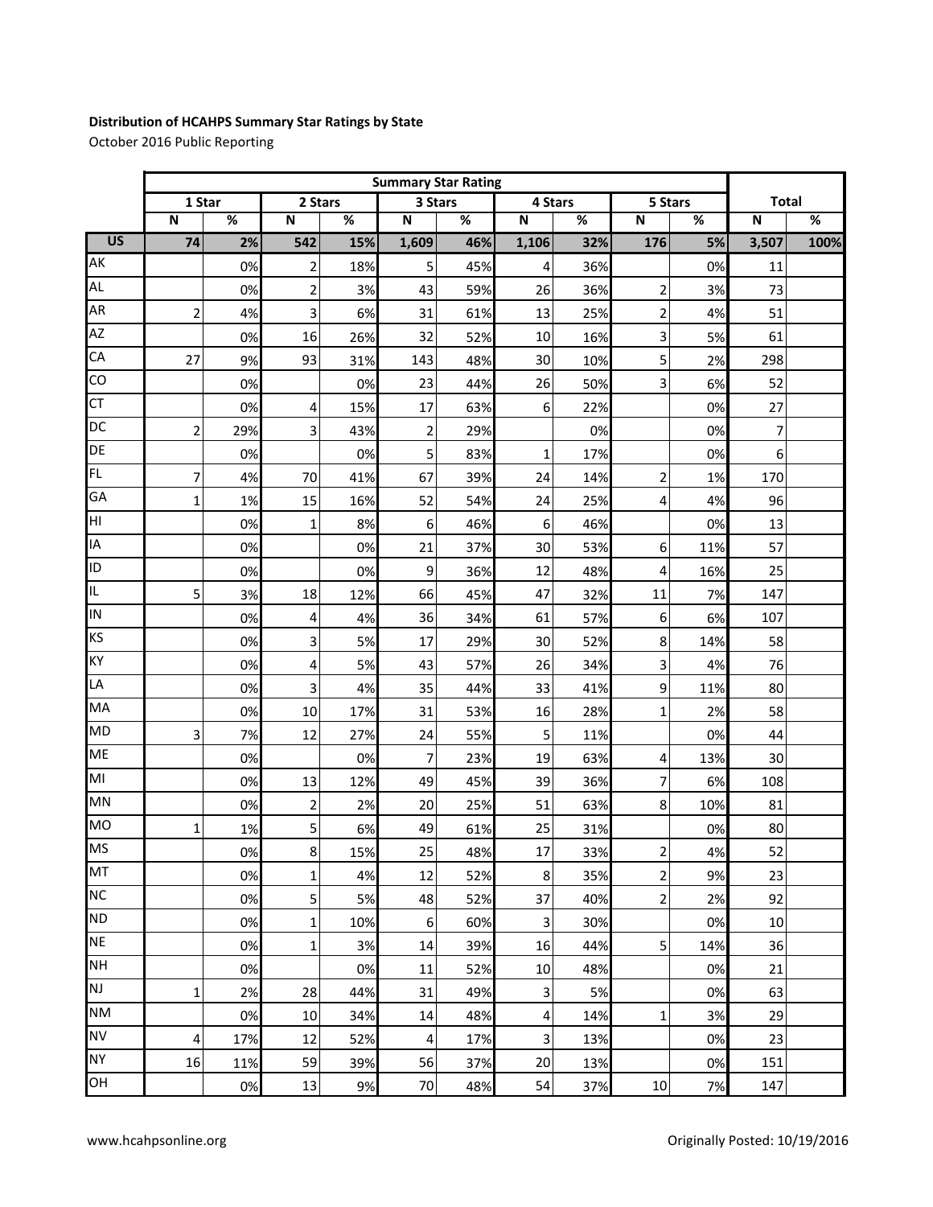**Distribution of HCAHPS Summary Star Ratings by State**

October 2016 Public Reporting

| | Summary Star Rating | | | | | | | | | | | |
|---|---|---|---|---|---|---|---|---|---|---|---|---|
| | 1 Star | | 2 Stars | | 3 Stars | | 4 Stars | | 5 Stars | | Total | |
| | N | % | N | % | N | % | N | % | N | % | N | % |
| **US** | **74** | **2%** | **542** | **15%** | **1,609** | **46%** | **1,106** | **32%** | **176** | **5%** | **3,507** | **100%** |
| AK | | 0% | 2 | 18% | 5 | 45% | 4 | 36% | | 0% | 11 | |
| AL | | 0% | 2 | 3% | 43 | 59% | 26 | 36% | 2 | 3% | 73 | |
| AR | 2 | 4% | 3 | 6% | 31 | 61% | 13 | 25% | 2 | 4% | 51 | |
| AZ | | 0% | 16 | 26% | 32 | 52% | 10 | 16% | 3 | 5% | 61 | |
| CA | 27 | 9% | 93 | 31% | 143 | 48% | 30 | 10% | 5 | 2% | 298 | |
| CO | | 0% | | 0% | 23 | 44% | 26 | 50% | 3 | 6% | 52 | |
| CT | | 0% | 4 | 15% | 17 | 63% | 6 | 22% | | 0% | 27 | |
| DC | 2 | 29% | 3 | 43% | 2 | 29% | | 0% | | 0% | 7 | |
| DE | | 0% | | 0% | 5 | 83% | 1 | 17% | | 0% | 6 | |
| FL | 7 | 4% | 70 | 41% | 67 | 39% | 24 | 14% | 2 | 1% | 170 | |
| GA | 1 | 1% | 15 | 16% | 52 | 54% | 24 | 25% | 4 | 4% | 96 | |
| HI | | 0% | 1 | 8% | 6 | 46% | 6 | 46% | | 0% | 13 | |
| IA | | 0% | | 0% | 21 | 37% | 30 | 53% | 6 | 11% | 57 | |
| ID | | 0% | | 0% | 9 | 36% | 12 | 48% | 4 | 16% | 25 | |
| IL | 5 | 3% | 18 | 12% | 66 | 45% | 47 | 32% | 11 | 7% | 147 | |
| IN | | 0% | 4 | 4% | 36 | 34% | 61 | 57% | 6 | 6% | 107 | |
| KS | | 0% | 3 | 5% | 17 | 29% | 30 | 52% | 8 | 14% | 58 | |
| KY | | 0% | 4 | 5% | 43 | 57% | 26 | 34% | 3 | 4% | 76 | |
| LA | | 0% | 3 | 4% | 35 | 44% | 33 | 41% | 9 | 11% | 80 | |
| MA | | 0% | 10 | 17% | 31 | 53% | 16 | 28% | 1 | 2% | 58 | |
| MD | 3 | 7% | 12 | 27% | 24 | 55% | 5 | 11% | | 0% | 44 | |
| ME | | 0% | | 0% | 7 | 23% | 19 | 63% | 4 | 13% | 30 | |
| MI | | 0% | 13 | 12% | 49 | 45% | 39 | 36% | 7 | 6% | 108 | |
| MN | | 0% | 2 | 2% | 20 | 25% | 51 | 63% | 8 | 10% | 81 | |
| MO | 1 | 1% | 5 | 6% | 49 | 61% | 25 | 31% | | 0% | 80 | |
| MS | | 0% | 8 | 15% | 25 | 48% | 17 | 33% | 2 | 4% | 52 | |
| MT | | 0% | 1 | 4% | 12 | 52% | 8 | 35% | 2 | 9% | 23 | |
| NC | | 0% | 5 | 5% | 48 | 52% | 37 | 40% | 2 | 2% | 92 | |
| ND | | 0% | 1 | 10% | 6 | 60% | 3 | 30% | | 0% | 10 | |
| NE | | 0% | 1 | 3% | 14 | 39% | 16 | 44% | 5 | 14% | 36 | |
| NH | | 0% | | 0% | 11 | 52% | 10 | 48% | | 0% | 21 | |
| NJ | 1 | 2% | 28 | 44% | 31 | 49% | 3 | 5% | | 0% | 63 | |
| NM | | 0% | 10 | 34% | 14 | 48% | 4 | 14% | 1 | 3% | 29 | |
| NV | 4 | 17% | 12 | 52% | 4 | 17% | 3 | 13% | | 0% | 23 | |
| NY | 16 | 11% | 59 | 39% | 56 | 37% | 20 | 13% | | 0% | 151 | |
| OH | | 0% | 13 | 9% | 70 | 48% | 54 | 37% | 10 | 7% | 147 | |

www.hcahpsonline.org

Originally Posted: 10/19/2016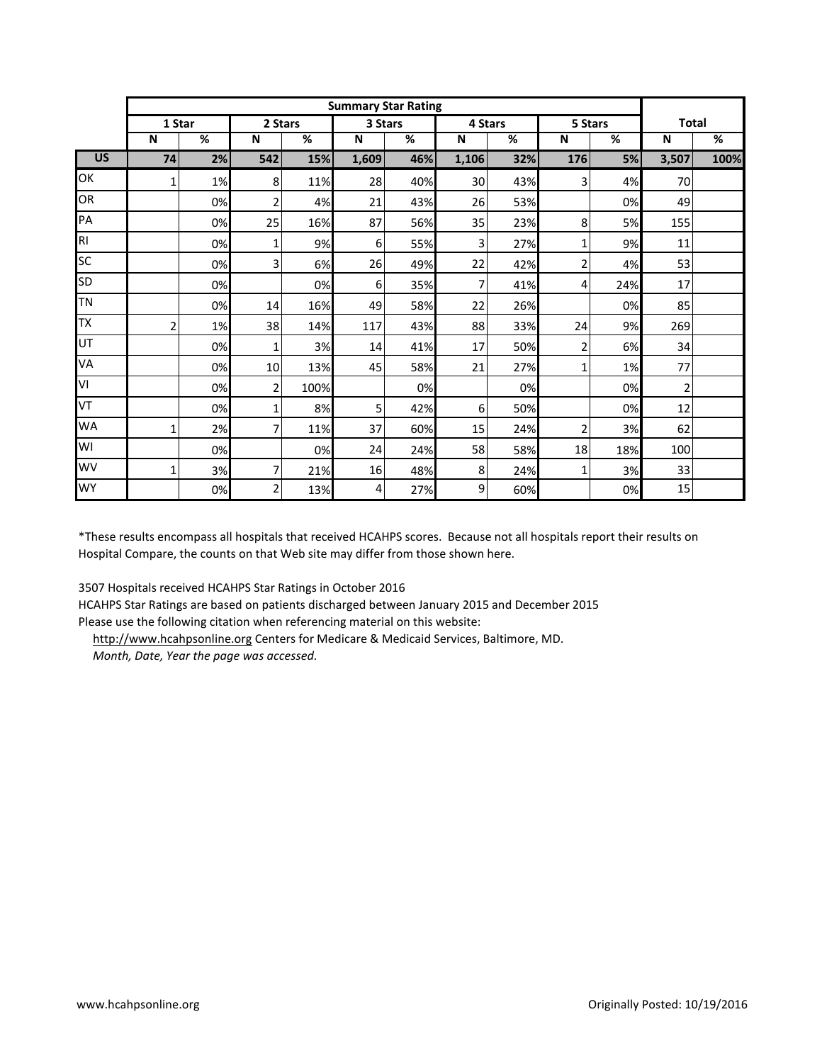| | Summary Star Rating | | | | | | | | | | Total | |
|---|---|---|---|---|---|---|---|---|---|---|---|---|
| | 1 Star | | 2 Stars | | 3 Stars | | 4 Stars | | 5 Stars | | | |
| | N | % | N | % | N | % | N | % | N | % | N | % |
| **US** | **74** | **2%** | **542** | **15%** | **1,609** | **46%** | **1,106** | **32%** | **176** | **5%** | **3,507** | **100%** |
| OK | 1 | 1% | 8 | 11% | 28 | 40% | 30 | 43% | 3 | 4% | 70 | |
| OR | | 0% | 2 | 4% | 21 | 43% | 26 | 53% | | 0% | 49 | |
| PA | | 0% | 25 | 16% | 87 | 56% | 35 | 23% | 8 | 5% | 155 | |
| RI | | 0% | 1 | 9% | 6 | 55% | 3 | 27% | 1 | 9% | 11 | |
| SC | | 0% | 3 | 6% | 26 | 49% | 22 | 42% | 2 | 4% | 53 | |
| SD | | 0% | | 0% | 6 | 35% | 7 | 41% | 4 | 24% | 17 | |
| TN | | 0% | 14 | 16% | 49 | 58% | 22 | 26% | | 0% | 85 | |
| TX | 2 | 1% | 38 | 14% | 117 | 43% | 88 | 33% | 24 | 9% | 269 | |
| UT | | 0% | 1 | 3% | 14 | 41% | 17 | 50% | 2 | 6% | 34 | |
| VA | | 0% | 10 | 13% | 45 | 58% | 21 | 27% | 1 | 1% | 77 | |
| VI | | 0% | 2 | 100% | | 0% | | 0% | | 0% | 2 | |
| VT | | 0% | 1 | 8% | 5 | 42% | 6 | 50% | | 0% | 12 | |
| WA | 1 | 2% | 7 | 11% | 37 | 60% | 15 | 24% | 2 | 3% | 62 | |
| WI | | 0% | | 0% | 24 | 24% | 58 | 58% | 18 | 18% | 100 | |
| WV | 1 | 3% | 7 | 21% | 16 | 48% | 8 | 24% | 1 | 3% | 33 | |
| WY | | 0% | 2 | 13% | 4 | 27% | 9 | 60% | | 0% | 15 | |

*These results encompass all hospitals that received HCAHPS scores. Because not all hospitals report their results on Hospital Compare, the counts on that Web site may differ from those shown here.

3507 Hospitals received HCAHPS Star Ratings in October 2016

HCAHPS Star Ratings are based on patients discharged between January 2015 and December 2015

Please use the following citation when referencing material on this website:

http://www.hcahpsonline.org Centers for Medicare & Medicaid Services, Baltimore, MD.

*Month, Date, Year the page was accessed.*

www.hcahpsonline.org

Originally Posted: 10/19/2016